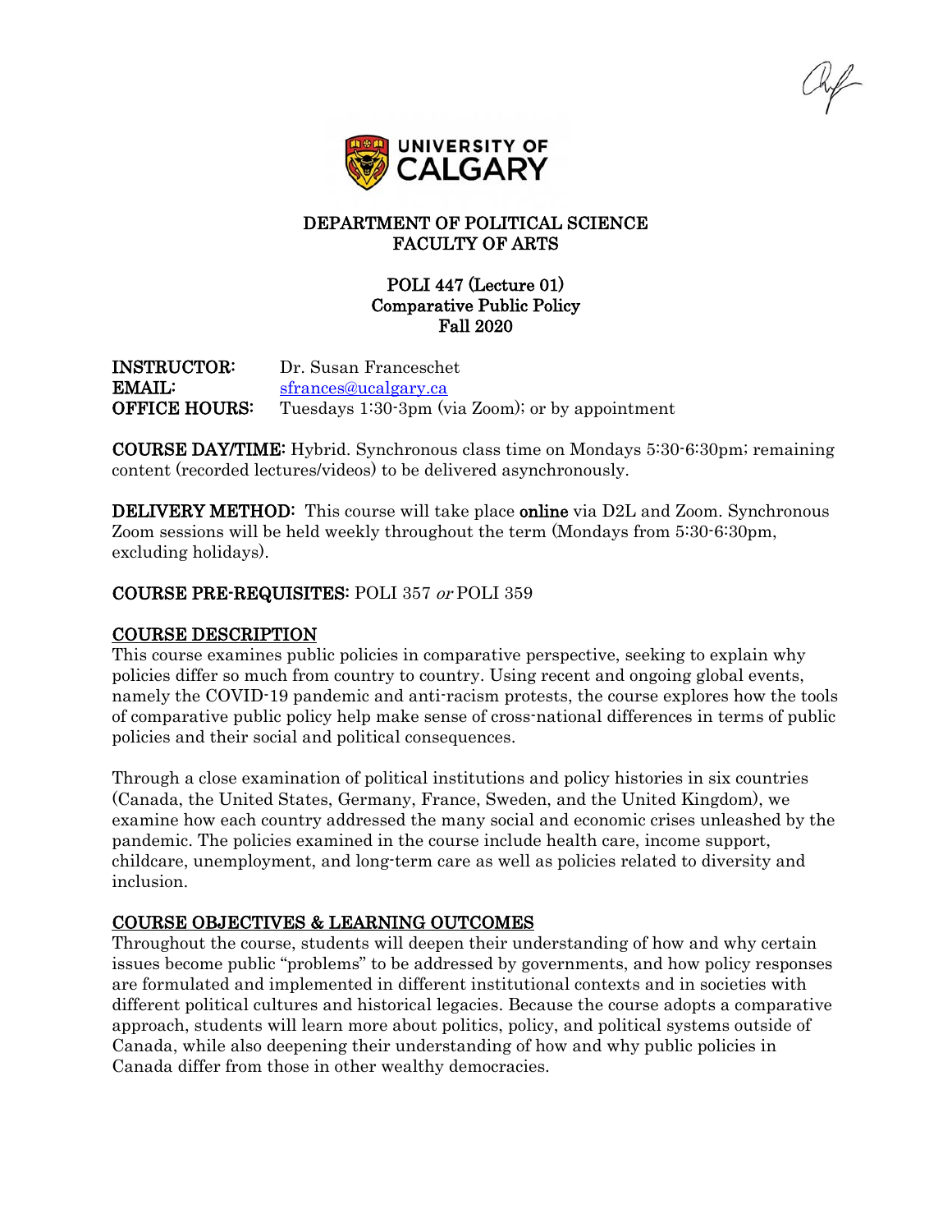**DEPARTMENT OF POLITICAL SCIENCE**
**FACULTY OF ARTS**

# POLI 447 (Lecture 01)
# Comparative Public Policy
# Fall 2020

**INSTRUCTOR:** Dr. Susan Franceschet
**EMAIL:** sfrances@ucalgary.ca
**OFFICE HOURS:** Tuesdays 1:30-3pm (via Zoom); or by appointment

**COURSE DAY/TIME:** Hybrid. Synchronous class time on Mondays 5:30-6:30pm; remaining content (recorded lectures/videos) to be delivered asynchronously.

**DELIVERY METHOD:** This course will take place **online** via D2L and Zoom. Synchronous Zoom sessions will be held weekly throughout the term (Mondays from 5:30-6:30pm, excluding holidays).

**COURSE PRE-REQUISITES:** POLI 357 *or* POLI 359

## COURSE DESCRIPTION

This course examines public policies in comparative perspective, seeking to explain why policies differ so much from country to country. Using recent and ongoing global events, namely the COVID-19 pandemic and anti-racism protests, the course explores how the tools of comparative public policy help make sense of cross-national differences in terms of public policies and their social and political consequences.

Through a close examination of political institutions and policy histories in six countries (Canada, the United States, Germany, France, Sweden, and the United Kingdom), we examine how each country addressed the many social and economic crises unleashed by the pandemic. The policies examined in the course include health care, income support, childcare, unemployment, and long-term care as well as policies related to diversity and inclusion.

## COURSE OBJECTIVES & LEARNING OUTCOMES

Throughout the course, students will deepen their understanding of how and why certain issues become public "problems" to be addressed by governments, and how policy responses are formulated and implemented in different institutional contexts and in societies with different political cultures and historical legacies. Because the course adopts a comparative approach, students will learn more about politics, policy, and political systems outside of Canada, while also deepening their understanding of how and why public policies in Canada differ from those in other wealthy democracies.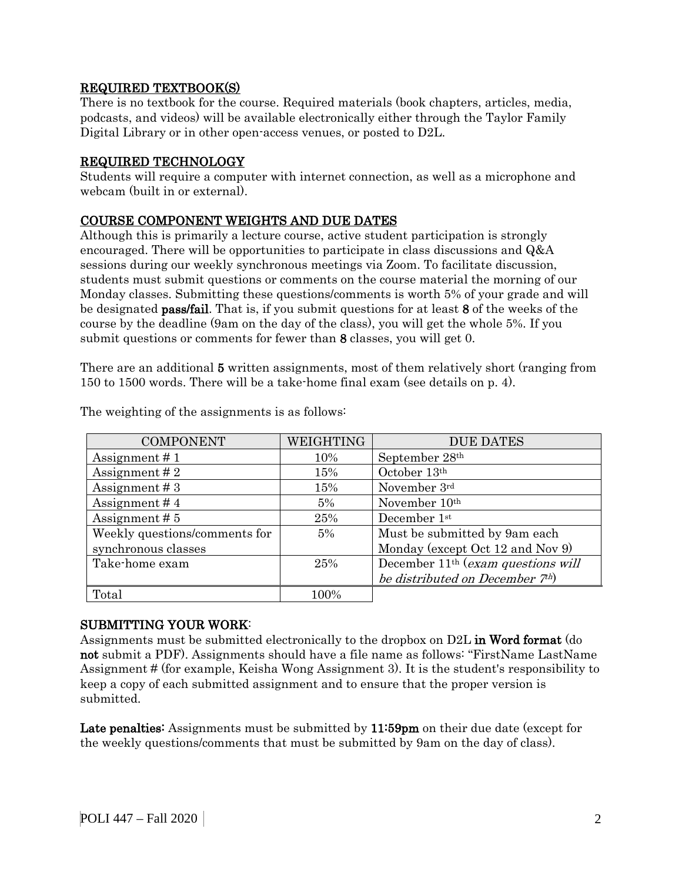## REQUIRED TEXTBOOK(S)

There is no textbook for the course. Required materials (book chapters, articles, media, podcasts, and videos) will be available electronically either through the Taylor Family Digital Library or in other open-access venues, or posted to D2L.

## REQUIRED TECHNOLOGY

Students will require a computer with internet connection, as well as a microphone and webcam (built in or external).

## COURSE COMPONENT WEIGHTS AND DUE DATES

Although this is primarily a lecture course, active student participation is strongly encouraged. There will be opportunities to participate in class discussions and Q&A sessions during our weekly synchronous meetings via Zoom. To facilitate discussion, students must submit questions or comments on the course material the morning of our Monday classes. Submitting these questions/comments is worth 5% of your grade and will be designated **pass/fail**. That is, if you submit questions for at least **8** of the weeks of the course by the deadline (9am on the day of the class), you will get the whole 5%. If you submit questions or comments for fewer than **8** classes, you will get 0.

There are an additional **5** written assignments, most of them relatively short (ranging from 150 to 1500 words. There will be a take-home final exam (see details on p. 4).

The weighting of the assignments is as follows:

| COMPONENT | WEIGHTING | DUE DATES |
|---|---|---|
| Assignment # 1 | 10% | September 28th |
| Assignment # 2 | 15% | October 13th |
| Assignment # 3 | 15% | November 3rd |
| Assignment # 4 | 5% | November 10th |
| Assignment # 5 | 25% | December 1st |
| Weekly questions/comments for synchronous classes | 5% | Must be submitted by 9am each Monday (except Oct 12 and Nov 9) |
| Take-home exam | 25% | December 11th (*exam questions will be distributed on December 7th*) |
| Total | 100% | |

## SUBMITTING YOUR WORK:

Assignments must be submitted electronically to the dropbox on D2L **in Word format** (do **not** submit a PDF). Assignments should have a file name as follows: "FirstName LastName Assignment # (for example, Keisha Wong Assignment 3). It is the student's responsibility to keep a copy of each submitted assignment and to ensure that the proper version is submitted.

**Late penalties:** Assignments must be submitted by **11:59pm** on their due date (except for the weekly questions/comments that must be submitted by 9am on the day of class).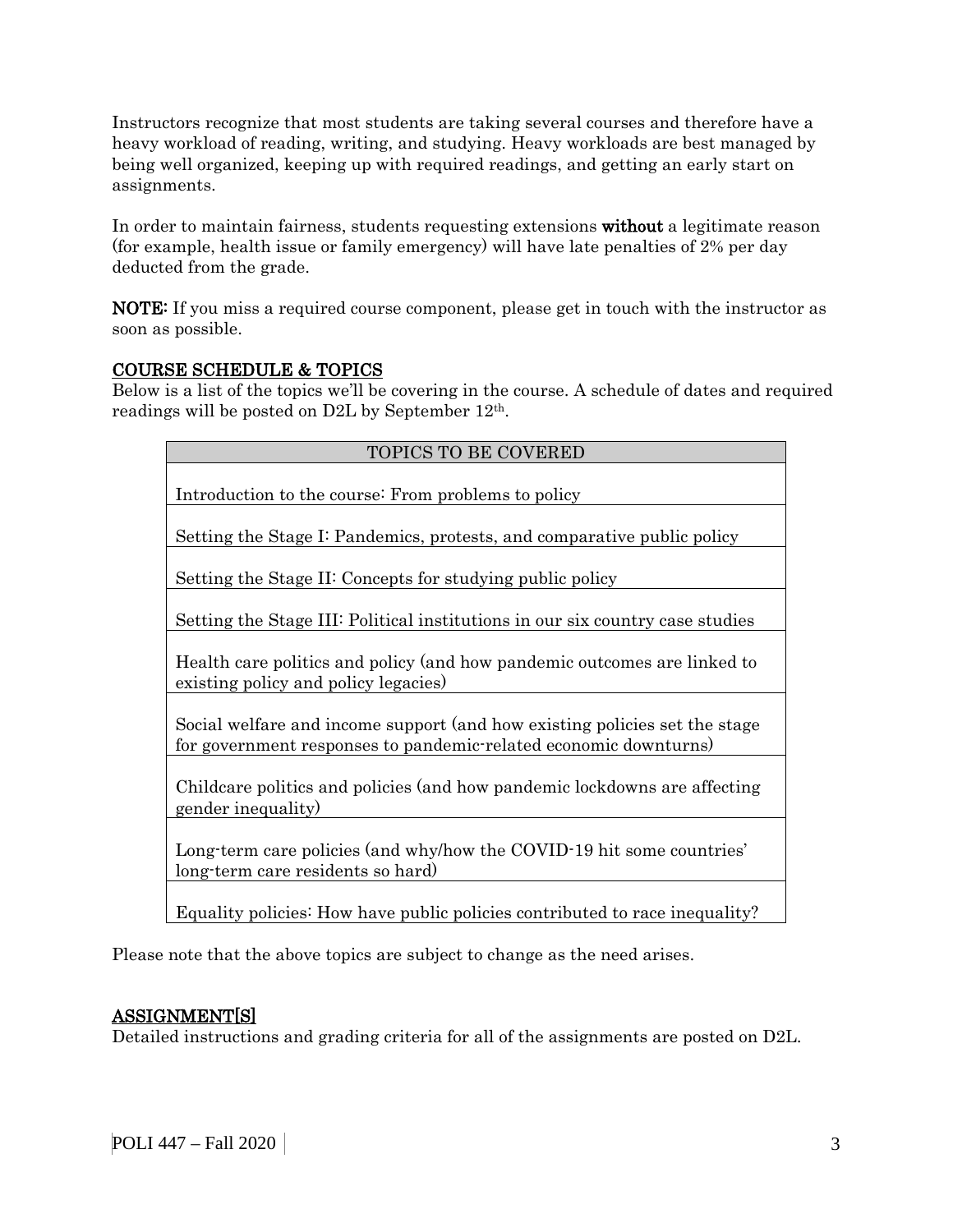Instructors recognize that most students are taking several courses and therefore have a heavy workload of reading, writing, and studying. Heavy workloads are best managed by being well organized, keeping up with required readings, and getting an early start on assignments.

In order to maintain fairness, students requesting extensions **without** a legitimate reason (for example, health issue or family emergency) will have late penalties of 2% per day deducted from the grade.

**NOTE:** If you miss a required course component, please get in touch with the instructor as soon as possible.

## COURSE SCHEDULE & TOPICS

Below is a list of the topics we'll be covering in the course. A schedule of dates and required readings will be posted on D2L by September 12th.

| TOPICS TO BE COVERED |
|---|
| Introduction to the course: From problems to policy |
| Setting the Stage I: Pandemics, protests, and comparative public policy |
| Setting the Stage II: Concepts for studying public policy |
| Setting the Stage III: Political institutions in our six country case studies |
| Health care politics and policy (and how pandemic outcomes are linked to existing policy and policy legacies) |
| Social welfare and income support (and how existing policies set the stage for government responses to pandemic-related economic downturns) |
| Childcare politics and policies (and how pandemic lockdowns are affecting gender inequality) |
| Long-term care policies (and why/how the COVID-19 hit some countries' long-term care residents so hard) |
| Equality policies: How have public policies contributed to race inequality? |

Please note that the above topics are subject to change as the need arises.

## ASSIGNMENT[S]

Detailed instructions and grading criteria for all of the assignments are posted on D2L.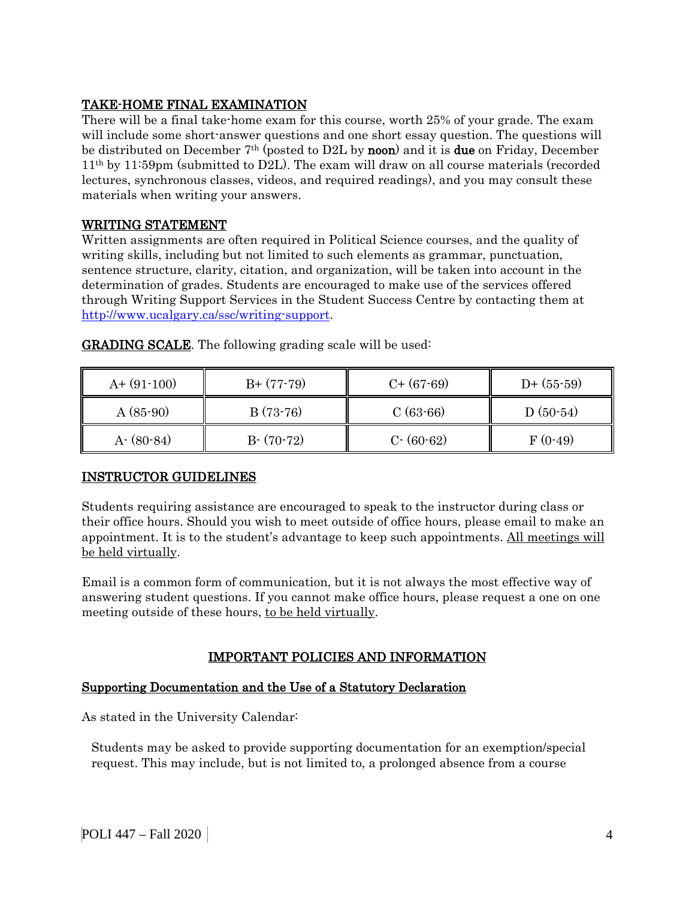## TAKE-HOME FINAL EXAMINATION

There will be a final take-home exam for this course, worth 25% of your grade. The exam will include some short-answer questions and one short essay question. The questions will be distributed on December 7th (posted to D2L by **noon**) and it is **due** on Friday, December 11th by 11:59pm (submitted to D2L). The exam will draw on all course materials (recorded lectures, synchronous classes, videos, and required readings), and you may consult these materials when writing your answers.

## WRITING STATEMENT

Written assignments are often required in Political Science courses, and the quality of writing skills, including but not limited to such elements as grammar, punctuation, sentence structure, clarity, citation, and organization, will be taken into account in the determination of grades. Students are encouraged to make use of the services offered through Writing Support Services in the Student Success Centre by contacting them at http://www.ucalgary.ca/ssc/writing-support.

**GRADING SCALE**. The following grading scale will be used:

| | | | |
|---|---|---|---|
| A+ (91-100) | B+ (77-79) | C+ (67-69) | D+ (55-59) |
| A (85-90) | B (73-76) | C (63-66) | D (50-54) |
| A- (80-84) | B- (70-72) | C- (60-62) | F (0-49) |

## INSTRUCTOR GUIDELINES

Students requiring assistance are encouraged to speak to the instructor during class or their office hours. Should you wish to meet outside of office hours, please email to make an appointment. It is to the student's advantage to keep such appointments. All meetings will be held virtually.

Email is a common form of communication, but it is not always the most effective way of answering student questions. If you cannot make office hours, please request a one on one meeting outside of these hours, to be held virtually.

## IMPORTANT POLICIES AND INFORMATION

### Supporting Documentation and the Use of a Statutory Declaration

As stated in the University Calendar:

> Students may be asked to provide supporting documentation for an exemption/special request. This may include, but is not limited to, a prolonged absence from a course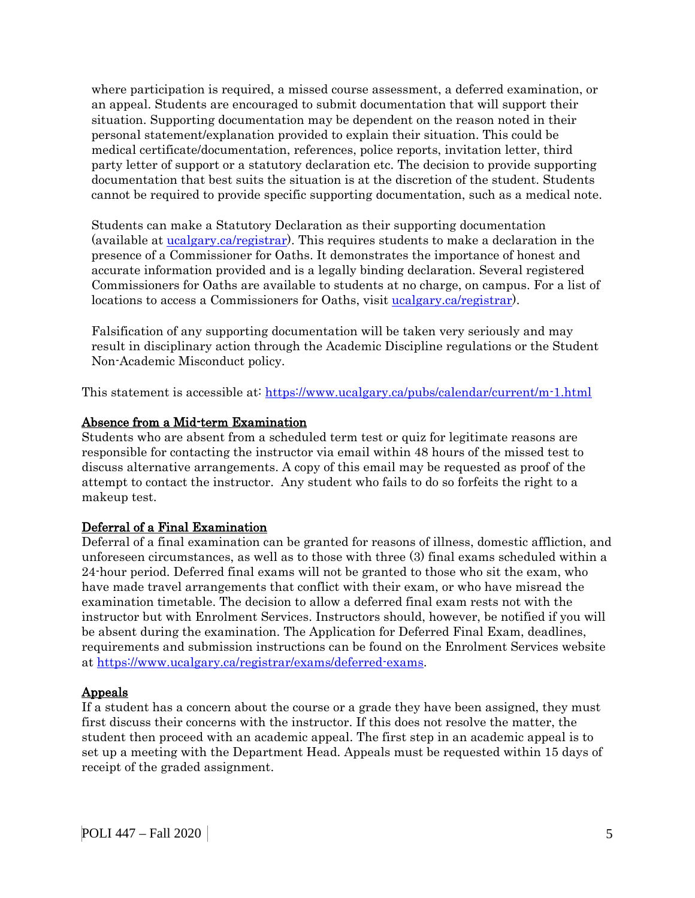where participation is required, a missed course assessment, a deferred examination, or an appeal. Students are encouraged to submit documentation that will support their situation. Supporting documentation may be dependent on the reason noted in their personal statement/explanation provided to explain their situation. This could be medical certificate/documentation, references, police reports, invitation letter, third party letter of support or a statutory declaration etc. The decision to provide supporting documentation that best suits the situation is at the discretion of the student. Students cannot be required to provide specific supporting documentation, such as a medical note.

Students can make a Statutory Declaration as their supporting documentation (available at [ucalgary.ca/registrar](ucalgary.ca/registrar)). This requires students to make a declaration in the presence of a Commissioner for Oaths. It demonstrates the importance of honest and accurate information provided and is a legally binding declaration. Several registered Commissioners for Oaths are available to students at no charge, on campus. For a list of locations to access a Commissioners for Oaths, visit [ucalgary.ca/registrar](ucalgary.ca/registrar)).

Falsification of any supporting documentation will be taken very seriously and may result in disciplinary action through the Academic Discipline regulations or the Student Non-Academic Misconduct policy.

This statement is accessible at: https://www.ucalgary.ca/pubs/calendar/current/m-1.html

## Absence from a Mid-term Examination

Students who are absent from a scheduled term test or quiz for legitimate reasons are responsible for contacting the instructor via email within 48 hours of the missed test to discuss alternative arrangements. A copy of this email may be requested as proof of the attempt to contact the instructor. Any student who fails to do so forfeits the right to a makeup test.

## Deferral of a Final Examination

Deferral of a final examination can be granted for reasons of illness, domestic affliction, and unforeseen circumstances, as well as to those with three (3) final exams scheduled within a 24-hour period. Deferred final exams will not be granted to those who sit the exam, who have made travel arrangements that conflict with their exam, or who have misread the examination timetable. The decision to allow a deferred final exam rests not with the instructor but with Enrolment Services. Instructors should, however, be notified if you will be absent during the examination. The Application for Deferred Final Exam, deadlines, requirements and submission instructions can be found on the Enrolment Services website at https://www.ucalgary.ca/registrar/exams/deferred-exams.

## Appeals

If a student has a concern about the course or a grade they have been assigned, they must first discuss their concerns with the instructor. If this does not resolve the matter, the student then proceed with an academic appeal. The first step in an academic appeal is to set up a meeting with the Department Head. Appeals must be requested within 15 days of receipt of the graded assignment.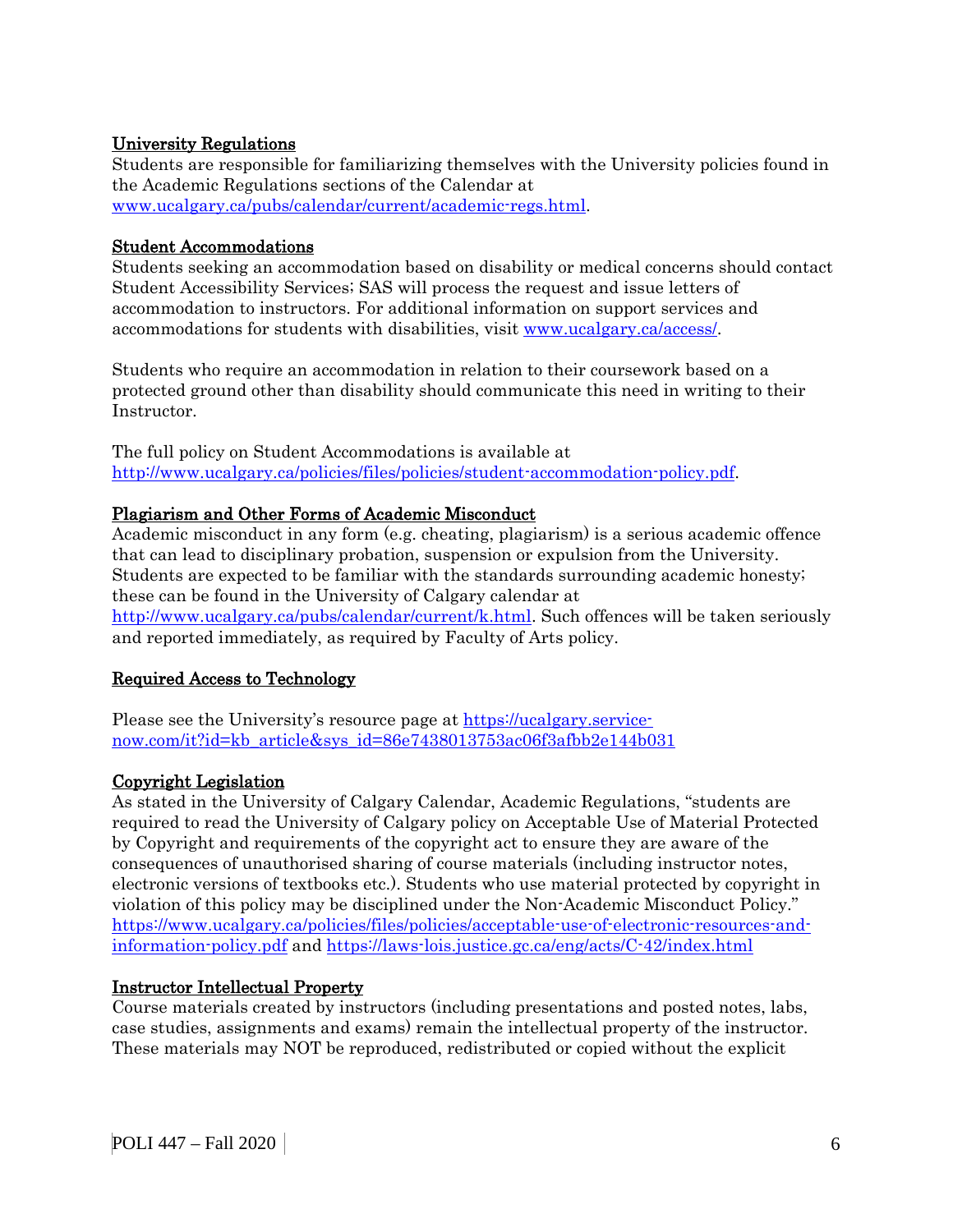### University Regulations

Students are responsible for familiarizing themselves with the University policies found in the Academic Regulations sections of the Calendar at [www.ucalgary.ca/pubs/calendar/current/academic-regs.html](www.ucalgary.ca/pubs/calendar/current/academic-regs.html).

### Student Accommodations

Students seeking an accommodation based on disability or medical concerns should contact Student Accessibility Services; SAS will process the request and issue letters of accommodation to instructors. For additional information on support services and accommodations for students with disabilities, visit [www.ucalgary.ca/access/](www.ucalgary.ca/access/).

Students who require an accommodation in relation to their coursework based on a protected ground other than disability should communicate this need in writing to their Instructor.

The full policy on Student Accommodations is available at [http://www.ucalgary.ca/policies/files/policies/student-accommodation-policy.pdf](http://www.ucalgary.ca/policies/files/policies/student-accommodation-policy.pdf).

### Plagiarism and Other Forms of Academic Misconduct

Academic misconduct in any form (e.g. cheating, plagiarism) is a serious academic offence that can lead to disciplinary probation, suspension or expulsion from the University. Students are expected to be familiar with the standards surrounding academic honesty; these can be found in the University of Calgary calendar at [http://www.ucalgary.ca/pubs/calendar/current/k.html](http://www.ucalgary.ca/pubs/calendar/current/k.html). Such offences will be taken seriously and reported immediately, as required by Faculty of Arts policy.

### Required Access to Technology

Please see the University's resource page at [https://ucalgary.service-now.com/it?id=kb_article&sys_id=86e7438013753ac06f3afbb2e144b031](https://ucalgary.service-now.com/it?id=kb_article&sys_id=86e7438013753ac06f3afbb2e144b031)

### Copyright Legislation

As stated in the University of Calgary Calendar, Academic Regulations, "students are required to read the University of Calgary policy on Acceptable Use of Material Protected by Copyright and requirements of the copyright act to ensure they are aware of the consequences of unauthorised sharing of course materials (including instructor notes, electronic versions of textbooks etc.). Students who use material protected by copyright in violation of this policy may be disciplined under the Non-Academic Misconduct Policy." [https://www.ucalgary.ca/policies/files/policies/acceptable-use-of-electronic-resources-and-information-policy.pdf](https://www.ucalgary.ca/policies/files/policies/acceptable-use-of-electronic-resources-and-information-policy.pdf) and [https://laws-lois.justice.gc.ca/eng/acts/C-42/index.html](https://laws-lois.justice.gc.ca/eng/acts/C-42/index.html)

### Instructor Intellectual Property

Course materials created by instructors (including presentations and posted notes, labs, case studies, assignments and exams) remain the intellectual property of the instructor. These materials may NOT be reproduced, redistributed or copied without the explicit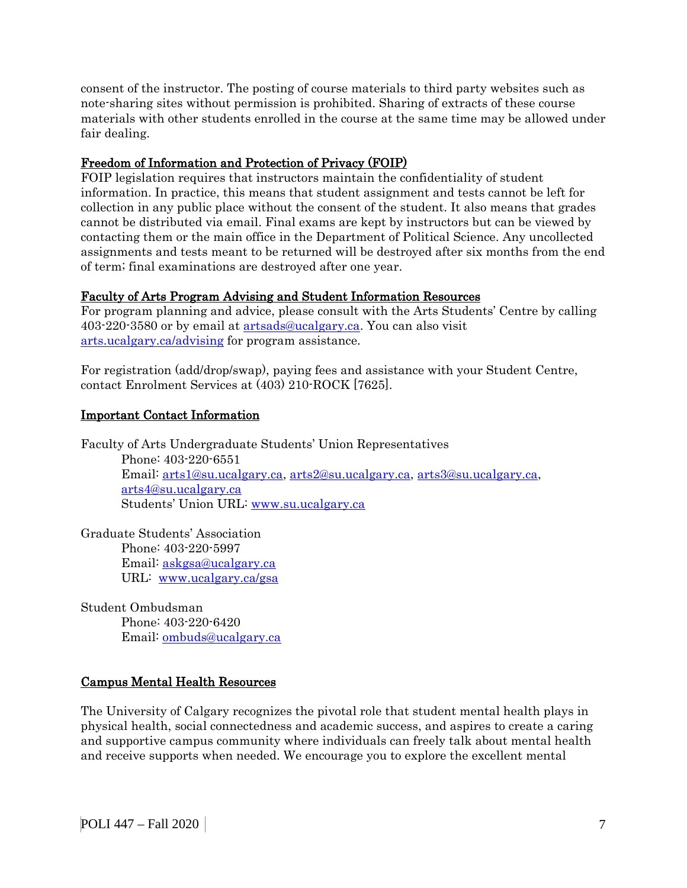consent of the instructor. The posting of course materials to third party websites such as note-sharing sites without permission is prohibited. Sharing of extracts of these course materials with other students enrolled in the course at the same time may be allowed under fair dealing.

**Freedom of Information and Protection of Privacy (FOIP)**

FOIP legislation requires that instructors maintain the confidentiality of student information. In practice, this means that student assignment and tests cannot be left for collection in any public place without the consent of the student. It also means that grades cannot be distributed via email. Final exams are kept by instructors but can be viewed by contacting them or the main office in the Department of Political Science. Any uncollected assignments and tests meant to be returned will be destroyed after six months from the end of term; final examinations are destroyed after one year.

**Faculty of Arts Program Advising and Student Information Resources**

For program planning and advice, please consult with the Arts Students' Centre by calling 403-220-3580 or by email at artsads@ucalgary.ca. You can also visit arts.ucalgary.ca/advising for program assistance.

For registration (add/drop/swap), paying fees and assistance with your Student Centre, contact Enrolment Services at (403) 210-ROCK [7625].

**Important Contact Information**

Faculty of Arts Undergraduate Students' Union Representatives
- Phone: 403-220-6551
- Email: arts1@su.ucalgary.ca, arts2@su.ucalgary.ca, arts3@su.ucalgary.ca, arts4@su.ucalgary.ca
- Students' Union URL: www.su.ucalgary.ca

Graduate Students' Association
- Phone: 403-220-5997
- Email: askgsa@ucalgary.ca
- URL: www.ucalgary.ca/gsa

Student Ombudsman
- Phone: 403-220-6420
- Email: ombuds@ucalgary.ca

**Campus Mental Health Resources**

The University of Calgary recognizes the pivotal role that student mental health plays in physical health, social connectedness and academic success, and aspires to create a caring and supportive campus community where individuals can freely talk about mental health and receive supports when needed. We encourage you to explore the excellent mental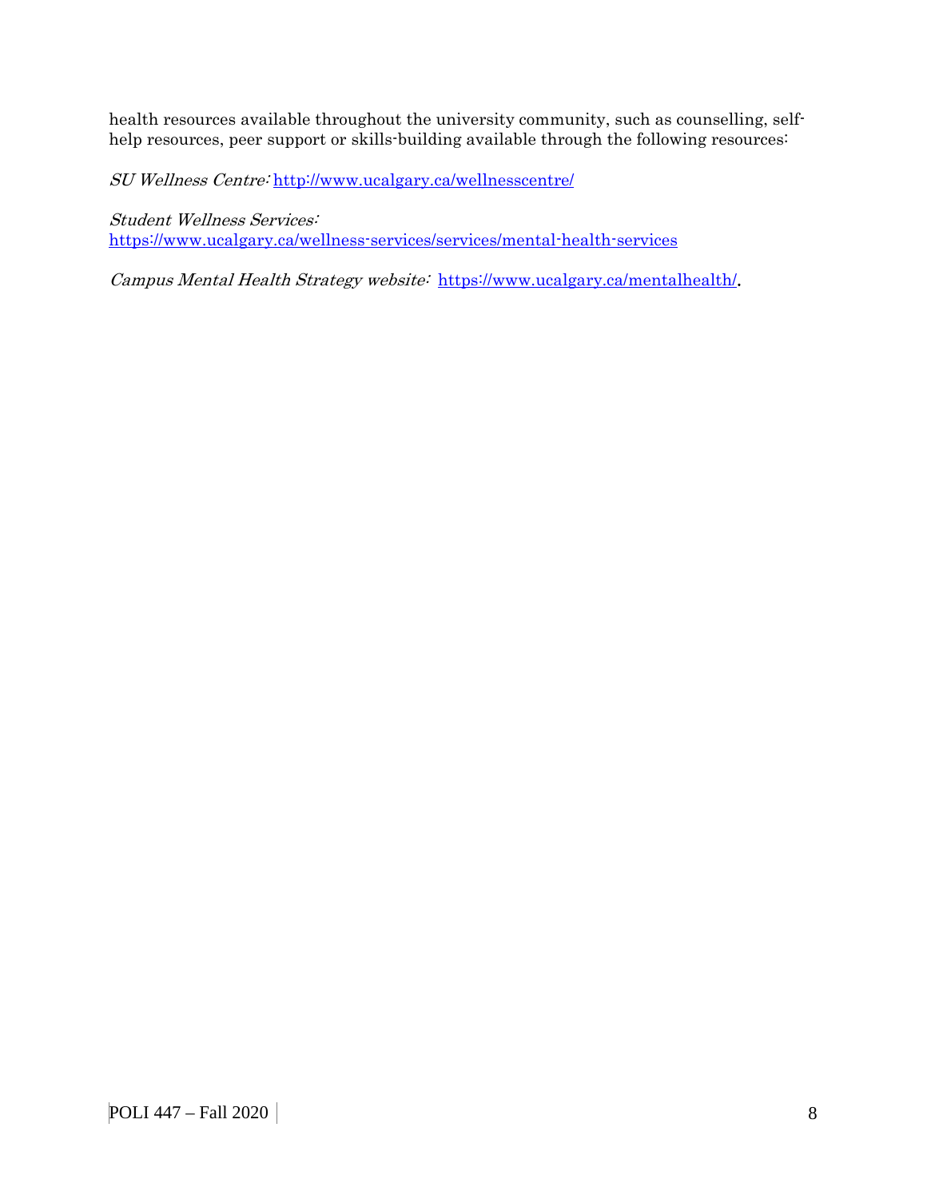health resources available throughout the university community, such as counselling, self-help resources, peer support or skills-building available through the following resources:

*SU Wellness Centre:* http://www.ucalgary.ca/wellnesscentre/

*Student Wellness Services:*
https://www.ucalgary.ca/wellness-services/services/mental-health-services

*Campus Mental Health Strategy website:* https://www.ucalgary.ca/mentalhealth/.